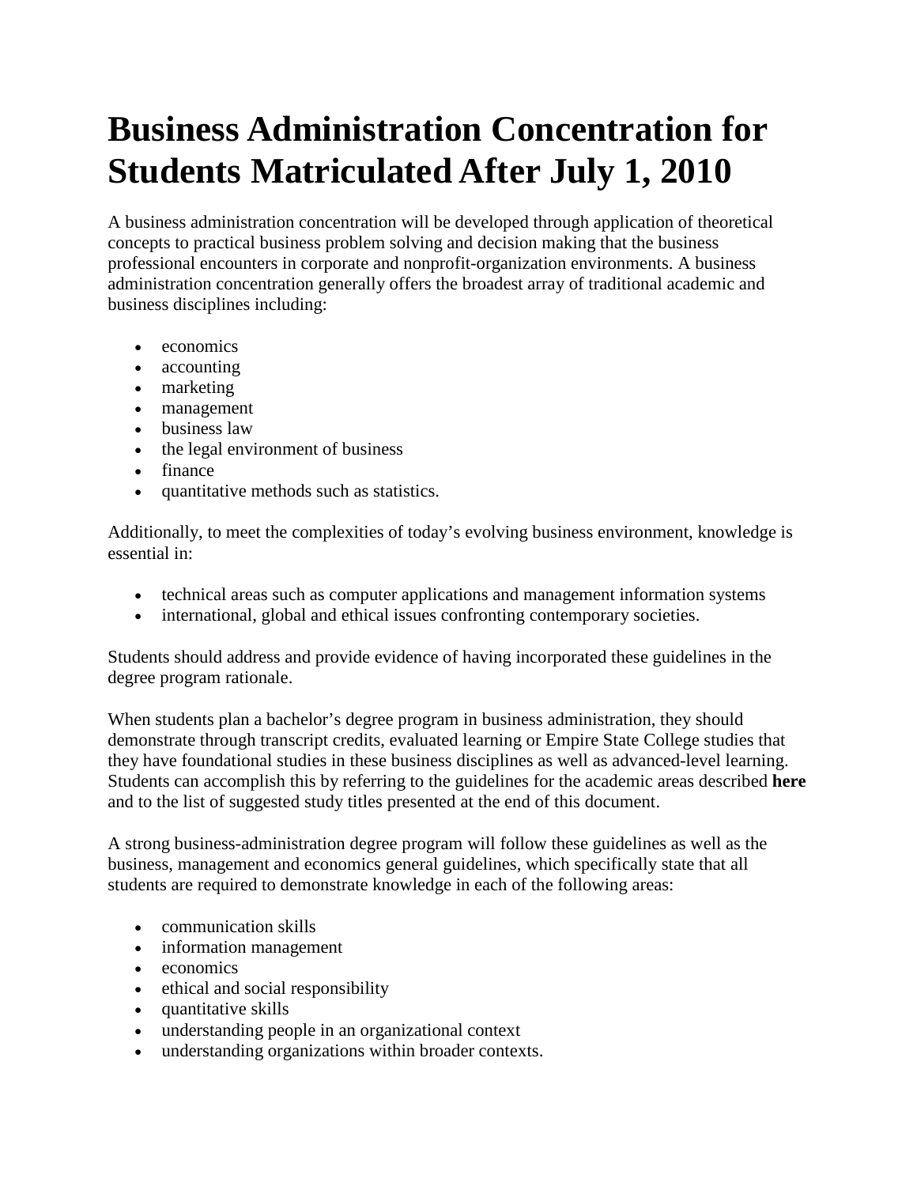# Business Administration Concentration for Students Matriculated After July 1, 2010

A business administration concentration will be developed through application of theoretical concepts to practical business problem solving and decision making that the business professional encounters in corporate and nonprofit-organization environments. A business administration concentration generally offers the broadest array of traditional academic and business disciplines including:

- economics
- accounting
- marketing
- management
- business law
- the legal environment of business
- finance
- quantitative methods such as statistics.

Additionally, to meet the complexities of today's evolving business environment, knowledge is essential in:

- technical areas such as computer applications and management information systems
- international, global and ethical issues confronting contemporary societies.

Students should address and provide evidence of having incorporated these guidelines in the degree program rationale.

When students plan a bachelor's degree program in business administration, they should demonstrate through transcript credits, evaluated learning or Empire State College studies that they have foundational studies in these business disciplines as well as advanced-level learning. Students can accomplish this by referring to the guidelines for the academic areas described **here** and to the list of suggested study titles presented at the end of this document.

A strong business-administration degree program will follow these guidelines as well as the business, management and economics general guidelines, which specifically state that all students are required to demonstrate knowledge in each of the following areas:

- communication skills
- information management
- economics
- ethical and social responsibility
- quantitative skills
- understanding people in an organizational context
- understanding organizations within broader contexts.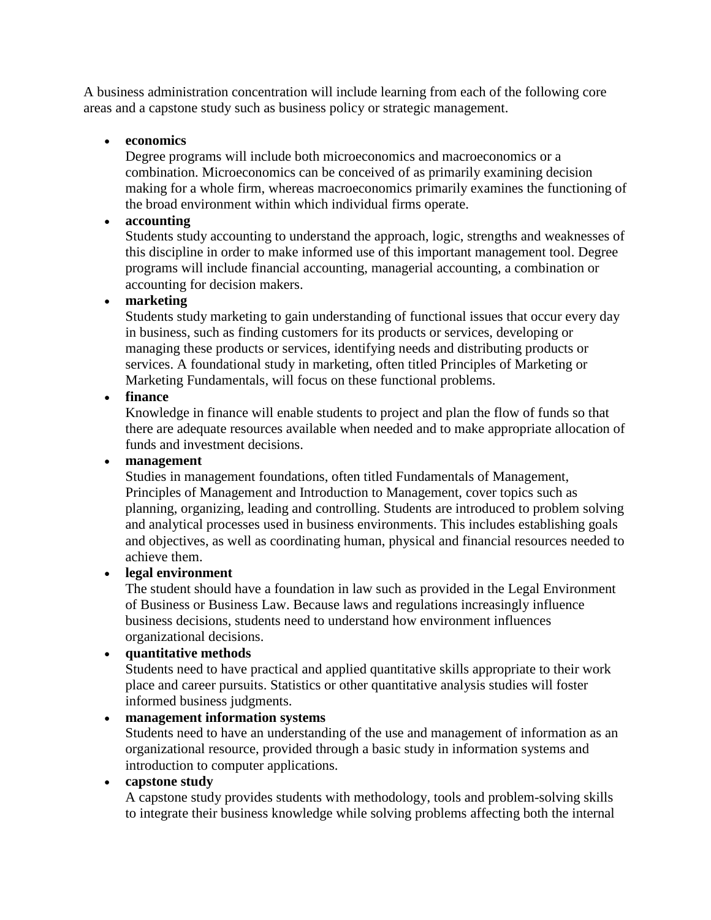A business administration concentration will include learning from each of the following core areas and a capstone study such as business policy or strategic management.

- **economics**
  Degree programs will include both microeconomics and macroeconomics or a combination. Microeconomics can be conceived of as primarily examining decision making for a whole firm, whereas macroeconomics primarily examines the functioning of the broad environment within which individual firms operate.
- **accounting**
  Students study accounting to understand the approach, logic, strengths and weaknesses of this discipline in order to make informed use of this important management tool. Degree programs will include financial accounting, managerial accounting, a combination or accounting for decision makers.
- **marketing**
  Students study marketing to gain understanding of functional issues that occur every day in business, such as finding customers for its products or services, developing or managing these products or services, identifying needs and distributing products or services. A foundational study in marketing, often titled Principles of Marketing or Marketing Fundamentals, will focus on these functional problems.
- **finance**
  Knowledge in finance will enable students to project and plan the flow of funds so that there are adequate resources available when needed and to make appropriate allocation of funds and investment decisions.
- **management**
  Studies in management foundations, often titled Fundamentals of Management, Principles of Management and Introduction to Management, cover topics such as planning, organizing, leading and controlling. Students are introduced to problem solving and analytical processes used in business environments. This includes establishing goals and objectives, as well as coordinating human, physical and financial resources needed to achieve them.
- **legal environment**
  The student should have a foundation in law such as provided in the Legal Environment of Business or Business Law. Because laws and regulations increasingly influence business decisions, students need to understand how environment influences organizational decisions.
- **quantitative methods**
  Students need to have practical and applied quantitative skills appropriate to their work place and career pursuits. Statistics or other quantitative analysis studies will foster informed business judgments.
- **management information systems**
  Students need to have an understanding of the use and management of information as an organizational resource, provided through a basic study in information systems and introduction to computer applications.
- **capstone study**
  A capstone study provides students with methodology, tools and problem-solving skills to integrate their business knowledge while solving problems affecting both the internal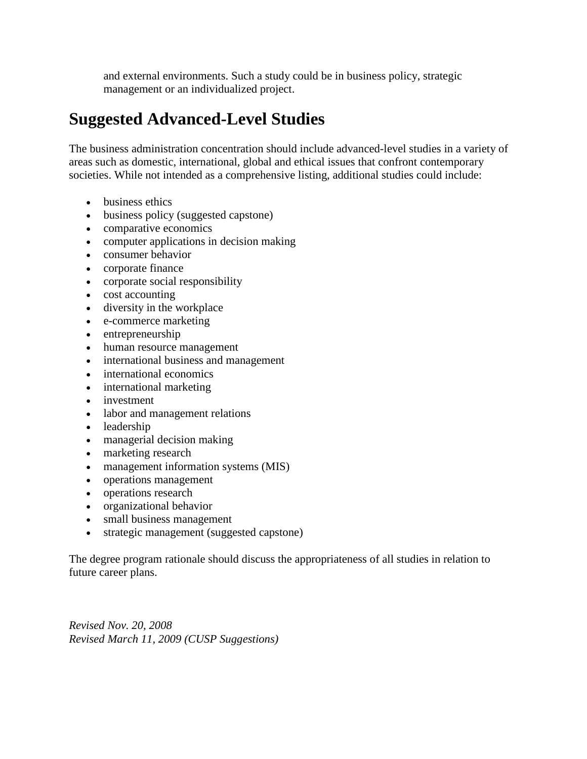and external environments. Such a study could be in business policy, strategic management or an individualized project.

## Suggested Advanced-Level Studies

The business administration concentration should include advanced-level studies in a variety of areas such as domestic, international, global and ethical issues that confront contemporary societies. While not intended as a comprehensive listing, additional studies could include:

- business ethics
- business policy (suggested capstone)
- comparative economics
- computer applications in decision making
- consumer behavior
- corporate finance
- corporate social responsibility
- cost accounting
- diversity in the workplace
- e-commerce marketing
- entrepreneurship
- human resource management
- international business and management
- international economics
- international marketing
- investment
- labor and management relations
- leadership
- managerial decision making
- marketing research
- management information systems (MIS)
- operations management
- operations research
- organizational behavior
- small business management
- strategic management (suggested capstone)

The degree program rationale should discuss the appropriateness of all studies in relation to future career plans.

*Revised Nov. 20, 2008*
*Revised March 11, 2009 (CUSP Suggestions)*